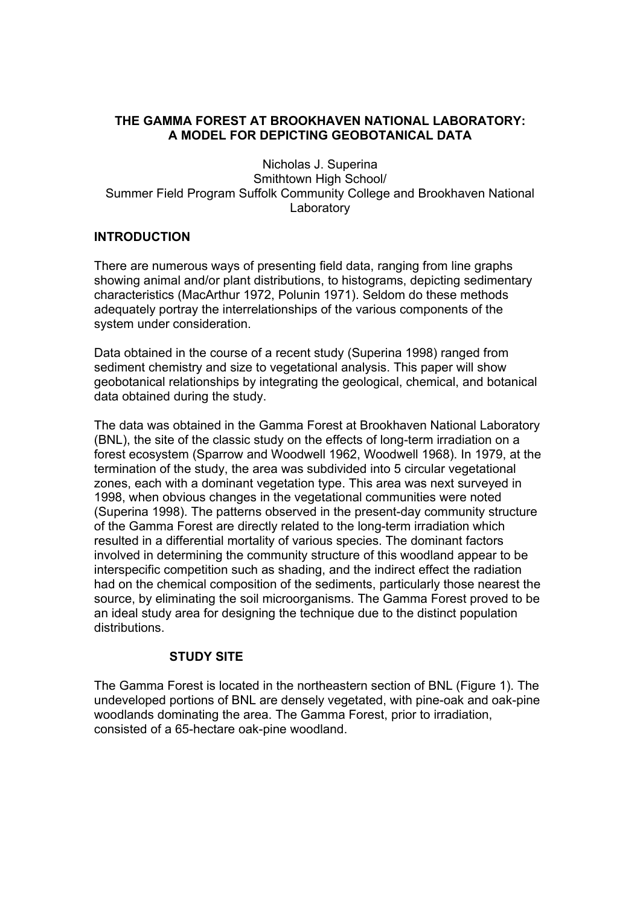# THE GAMMA FOREST AT BROOKHAVEN NATIONAL LABORATORY: A MODEL FOR DEPICTING GEOBOTANICAL DATA

Nicholas J. Superina
Smithtown High School/
Summer Field Program Suffolk Community College and Brookhaven National Laboratory

## INTRODUCTION

There are numerous ways of presenting field data, ranging from line graphs showing animal and/or plant distributions, to histograms, depicting sedimentary characteristics (MacArthur 1972, Polunin 1971). Seldom do these methods adequately portray the interrelationships of the various components of the system under consideration.

Data obtained in the course of a recent study (Superina 1998) ranged from sediment chemistry and size to vegetational analysis. This paper will show geobotanical relationships by integrating the geological, chemical, and botanical data obtained during the study.

The data was obtained in the Gamma Forest at Brookhaven National Laboratory (BNL), the site of the classic study on the effects of long-term irradiation on a forest ecosystem (Sparrow and Woodwell 1962, Woodwell 1968). In 1979, at the termination of the study, the area was subdivided into 5 circular vegetational zones, each with a dominant vegetation type. This area was next surveyed in 1998, when obvious changes in the vegetational communities were noted (Superina 1998). The patterns observed in the present-day community structure of the Gamma Forest are directly related to the long-term irradiation which resulted in a differential mortality of various species. The dominant factors involved in determining the community structure of this woodland appear to be interspecific competition such as shading, and the indirect effect the radiation had on the chemical composition of the sediments, particularly those nearest the source, by eliminating the soil microorganisms. The Gamma Forest proved to be an ideal study area for designing the technique due to the distinct population distributions.

## STUDY SITE

The Gamma Forest is located in the northeastern section of BNL (Figure 1). The undeveloped portions of BNL are densely vegetated, with pine-oak and oak-pine woodlands dominating the area. The Gamma Forest, prior to irradiation, consisted of a 65-hectare oak-pine woodland.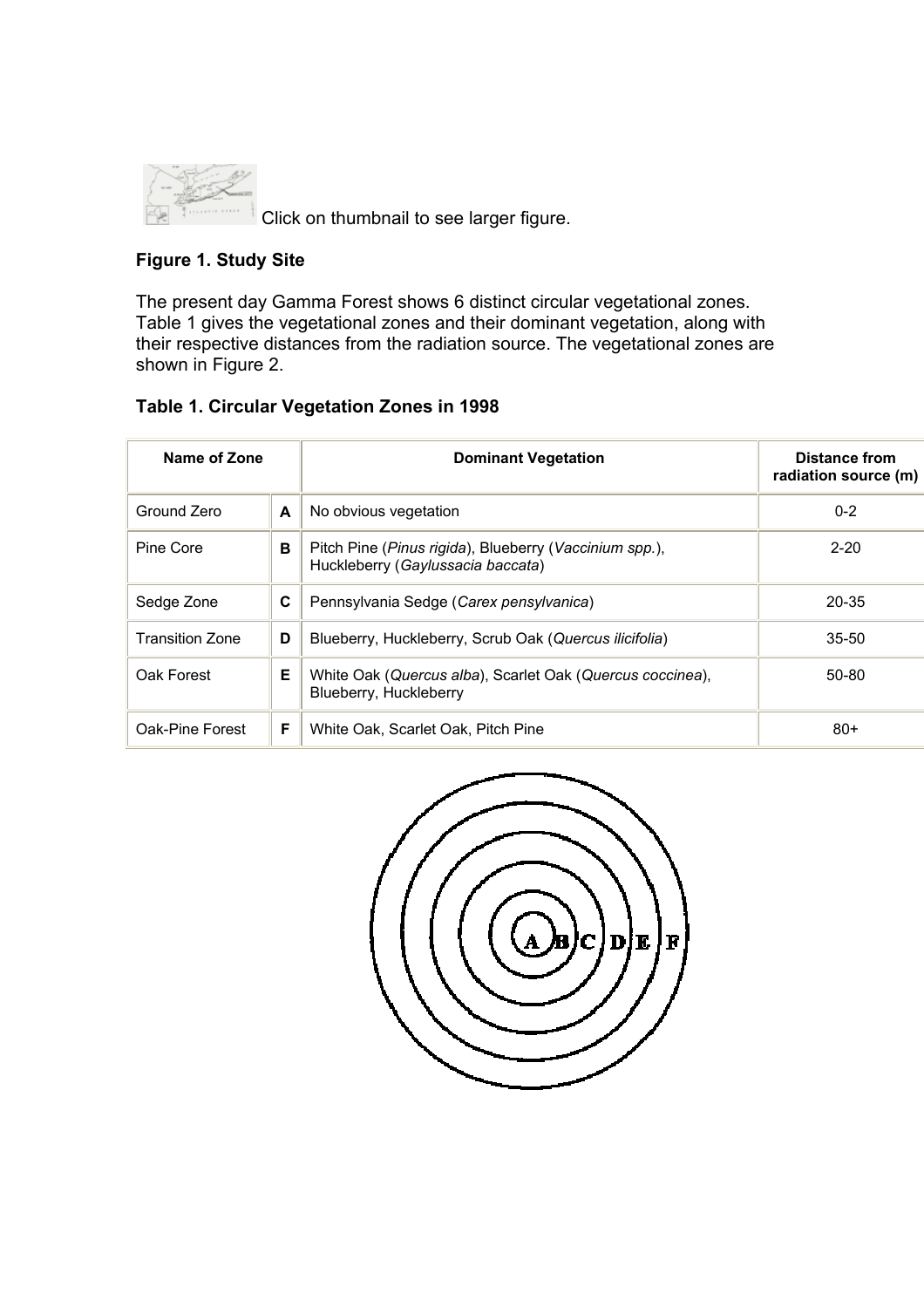Click on thumbnail to see larger figure.

**Figure 1. Study Site**

The present day Gamma Forest shows 6 distinct circular vegetational zones. Table 1 gives the vegetational zones and their dominant vegetation, along with their respective distances from the radiation source. The vegetational zones are shown in Figure 2.

**Table 1. Circular Vegetation Zones in 1998**

| Name of Zone | | Dominant Vegetation | Distance from radiation source (m) |
|---|---|---|---|
| Ground Zero | **A** | No obvious vegetation | 0-2 |
| Pine Core | **B** | Pitch Pine (*Pinus rigida*), Blueberry (*Vaccinium spp.*), Huckleberry (*Gaylussacia baccata*) | 2-20 |
| Sedge Zone | **C** | Pennsylvania Sedge (*Carex pensylvanica*) | 20-35 |
| Transition Zone | **D** | Blueberry, Huckleberry, Scrub Oak (*Quercus ilicifolia*) | 35-50 |
| Oak Forest | **E** | White Oak (*Quercus alba*), Scarlet Oak (*Quercus coccinea*), Blueberry, Huckleberry | 50-80 |
| Oak-Pine Forest | **F** | White Oak, Scarlet Oak, Pitch Pine | 80+ |

A B C D E F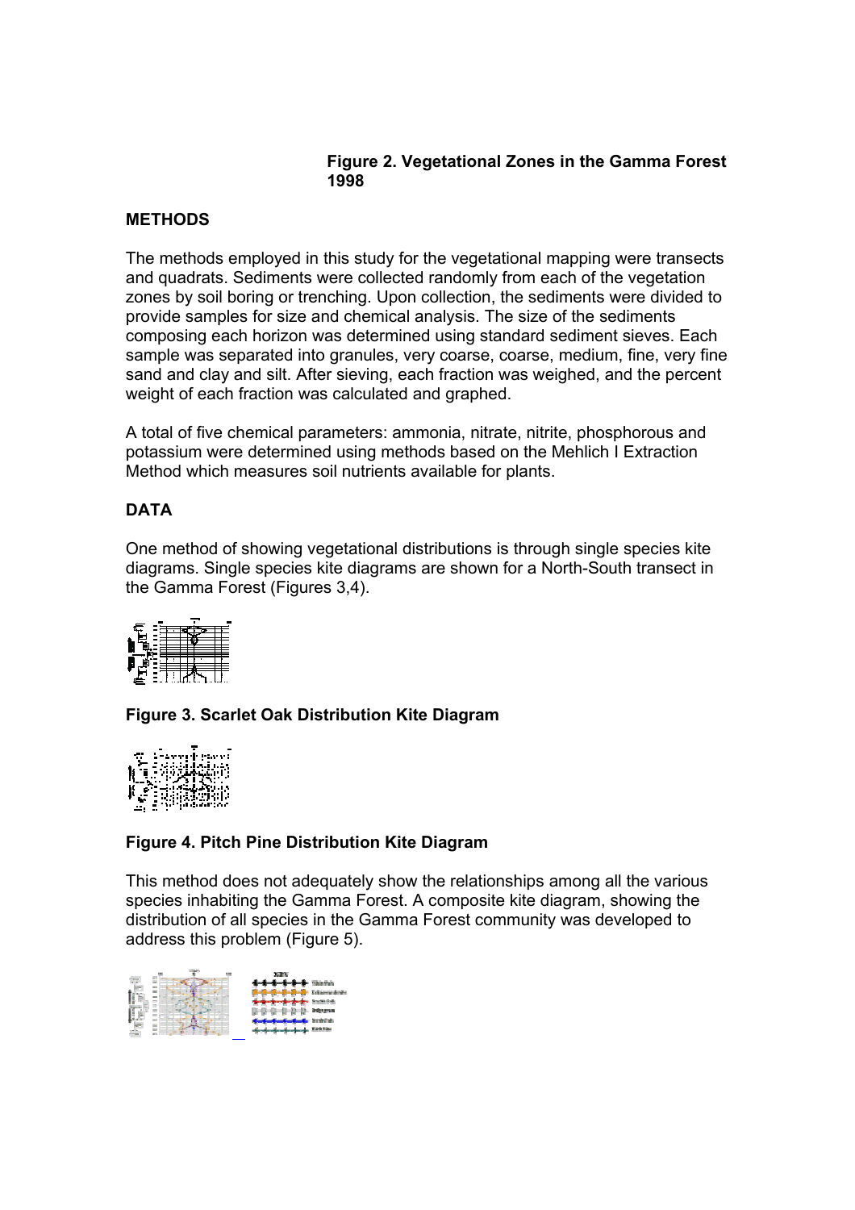**Figure 2. Vegetational Zones in the Gamma Forest 1998**

## METHODS

The methods employed in this study for the vegetational mapping were transects and quadrats. Sediments were collected randomly from each of the vegetation zones by soil boring or trenching. Upon collection, the sediments were divided to provide samples for size and chemical analysis. The size of the sediments composing each horizon was determined using standard sediment sieves. Each sample was separated into granules, very coarse, coarse, medium, fine, very fine sand and clay and silt. After sieving, each fraction was weighed, and the percent weight of each fraction was calculated and graphed.

A total of five chemical parameters: ammonia, nitrate, nitrite, phosphorous and potassium were determined using methods based on the Mehlich I Extraction Method which measures soil nutrients available for plants.

## DATA

One method of showing vegetational distributions is through single species kite diagrams. Single species kite diagrams are shown for a North-South transect in the Gamma Forest (Figures 3,4).

**Figure 3. Scarlet Oak Distribution Kite Diagram**

**Figure 4. Pitch Pine Distribution Kite Diagram**

This method does not adequately show the relationships among all the various species inhabiting the Gamma Forest. A composite kite diagram, showing the distribution of all species in the Gamma Forest community was developed to address this problem (Figure 5).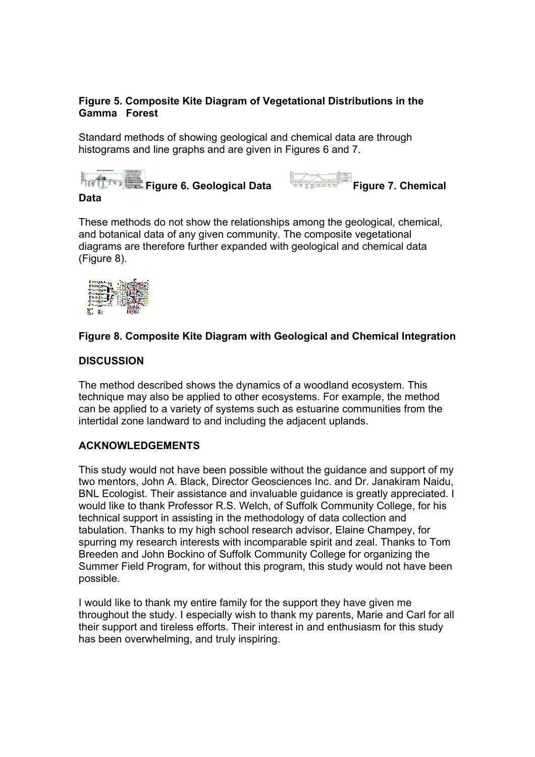**Figure 5. Composite Kite Diagram of Vegetational Distributions in the Gamma Forest**

Standard methods of showing geological and chemical data are through histograms and line graphs and are given in Figures 6 and 7.

**Figure 6. Geological Data** **Figure 7. Chemical Data**

These methods do not show the relationships among the geological, chemical, and botanical data of any given community. The composite vegetational diagrams are therefore further expanded with geological and chemical data (Figure 8).

**Figure 8. Composite Kite Diagram with Geological and Chemical Integration**

## DISCUSSION

The method described shows the dynamics of a woodland ecosystem. This technique may also be applied to other ecosystems. For example, the method can be applied to a variety of systems such as estuarine communities from the intertidal zone landward to and including the adjacent uplands.

## ACKNOWLEDGEMENTS

This study would not have been possible without the guidance and support of my two mentors, John A. Black, Director Geosciences Inc. and Dr. Janakiram Naidu, BNL Ecologist. Their assistance and invaluable guidance is greatly appreciated. I would like to thank Professor R.S. Welch, of Suffolk Community College, for his technical support in assisting in the methodology of data collection and tabulation. Thanks to my high school research advisor, Elaine Champey, for spurring my research interests with incomparable spirit and zeal. Thanks to Tom Breeden and John Bockino of Suffolk Community College for organizing the Summer Field Program, for without this program, this study would not have been possible.

I would like to thank my entire family for the support they have given me throughout the study. I especially wish to thank my parents, Marie and Carl for all their support and tireless efforts. Their interest in and enthusiasm for this study has been overwhelming, and truly inspiring.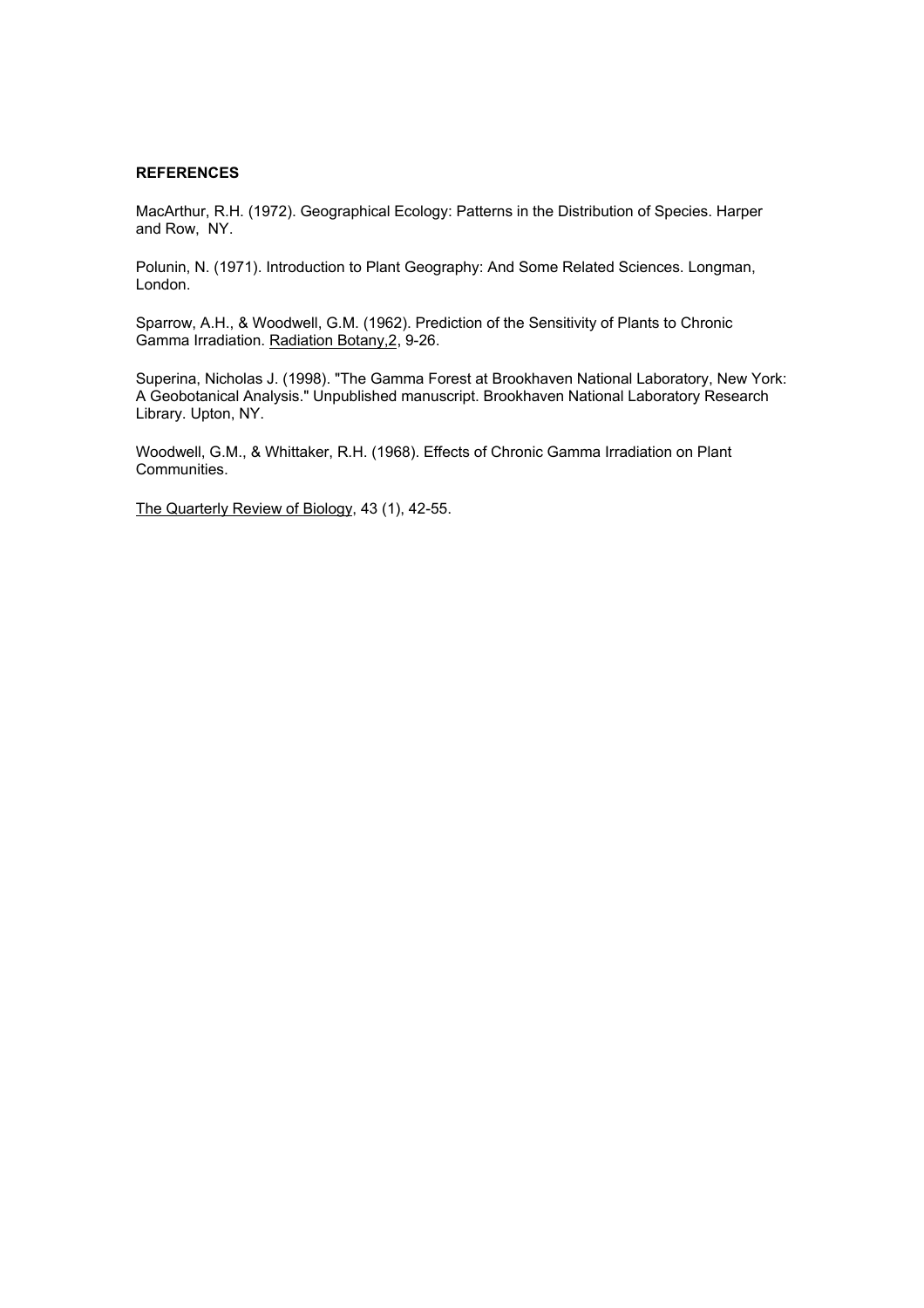**REFERENCES**

MacArthur, R.H. (1972). Geographical Ecology: Patterns in the Distribution of Species. Harper and Row, NY.

Polunin, N. (1971). Introduction to Plant Geography: And Some Related Sciences. Longman, London.

Sparrow, A.H., & Woodwell, G.M. (1962). Prediction of the Sensitivity of Plants to Chronic Gamma Irradiation. Radiation Botany,2, 9-26.

Superina, Nicholas J. (1998). "The Gamma Forest at Brookhaven National Laboratory, New York: A Geobotanical Analysis." Unpublished manuscript. Brookhaven National Laboratory Research Library. Upton, NY.

Woodwell, G.M., & Whittaker, R.H. (1968). Effects of Chronic Gamma Irradiation on Plant Communities.

The Quarterly Review of Biology, 43 (1), 42-55.